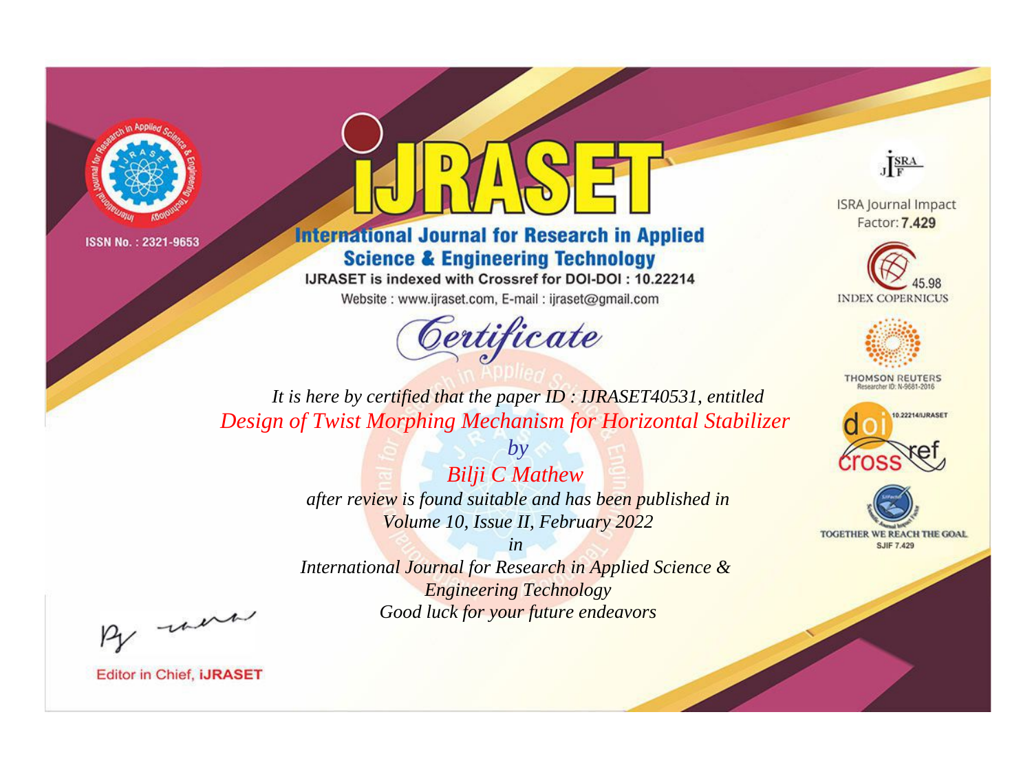ISSN No. : 2321-9653

# IJRASET

## International Journal for Research in Applied Science & Engineering Technology

IJRASET is indexed with Crossref for DOI-DOI : 10.22214

Website : www.ijraset.com, E-mail : ijraset@gmail.com

ISRA Journal Impact Factor: **7.429**

45.98 INDEX COPERNICUS

THOMSON REUTERS Researcher ID: N-9681-2016

10.22214/IJRASET

TOGETHER WE REACH THE GOAL SJIF 7.429

## Certificate

*It is here by certified that the paper ID : IJRASET40531, entitled*

*Design of Twist Morphing Mechanism for Horizontal Stabilizer*

*by*

*Bilji C Mathew*

*after review is found suitable and has been published in*

*Volume 10, Issue II, February 2022*

*in*

*International Journal for Research in Applied Science & Engineering Technology*

*Good luck for your future endeavors*

Editor in Chief, **IJRASET**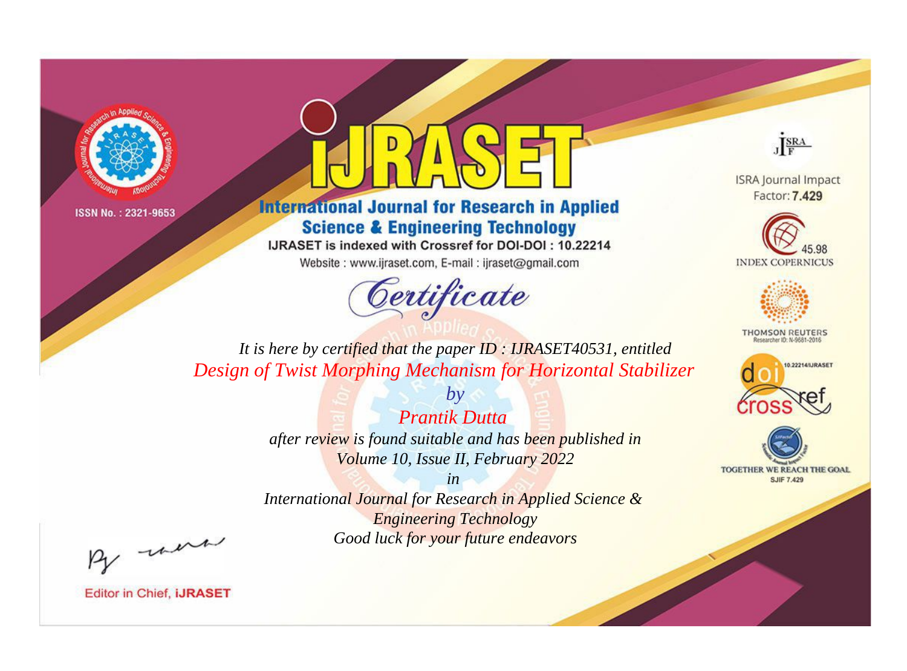ISSN No. : 2321-9653

# IJRASET

## International Journal for Research in Applied Science & Engineering Technology

IJRASET is indexed with Crossref for DOI-DOI : 10.22214

Website : www.ijraset.com, E-mail : ijraset@gmail.com

*Certificate*

*It is here by certified that the paper ID : IJRASET40531, entitled*

*Design of Twist Morphing Mechanism for Horizontal Stabilizer*

*by*

*Prantik Dutta*

*after review is found suitable and has been published in*

*Volume 10, Issue II, February 2022*

*in*

*International Journal for Research in Applied Science & Engineering Technology*

*Good luck for your future endeavors*

ISRA Journal Impact Factor: **7.429**

45.98 INDEX COPERNICUS

THOMSON REUTERS Researcher ID: N-9681-2016

10.22214/IJRASET

TOGETHER WE REACH THE GOAL SJIF 7.429

Editor in Chief, **iJRASET**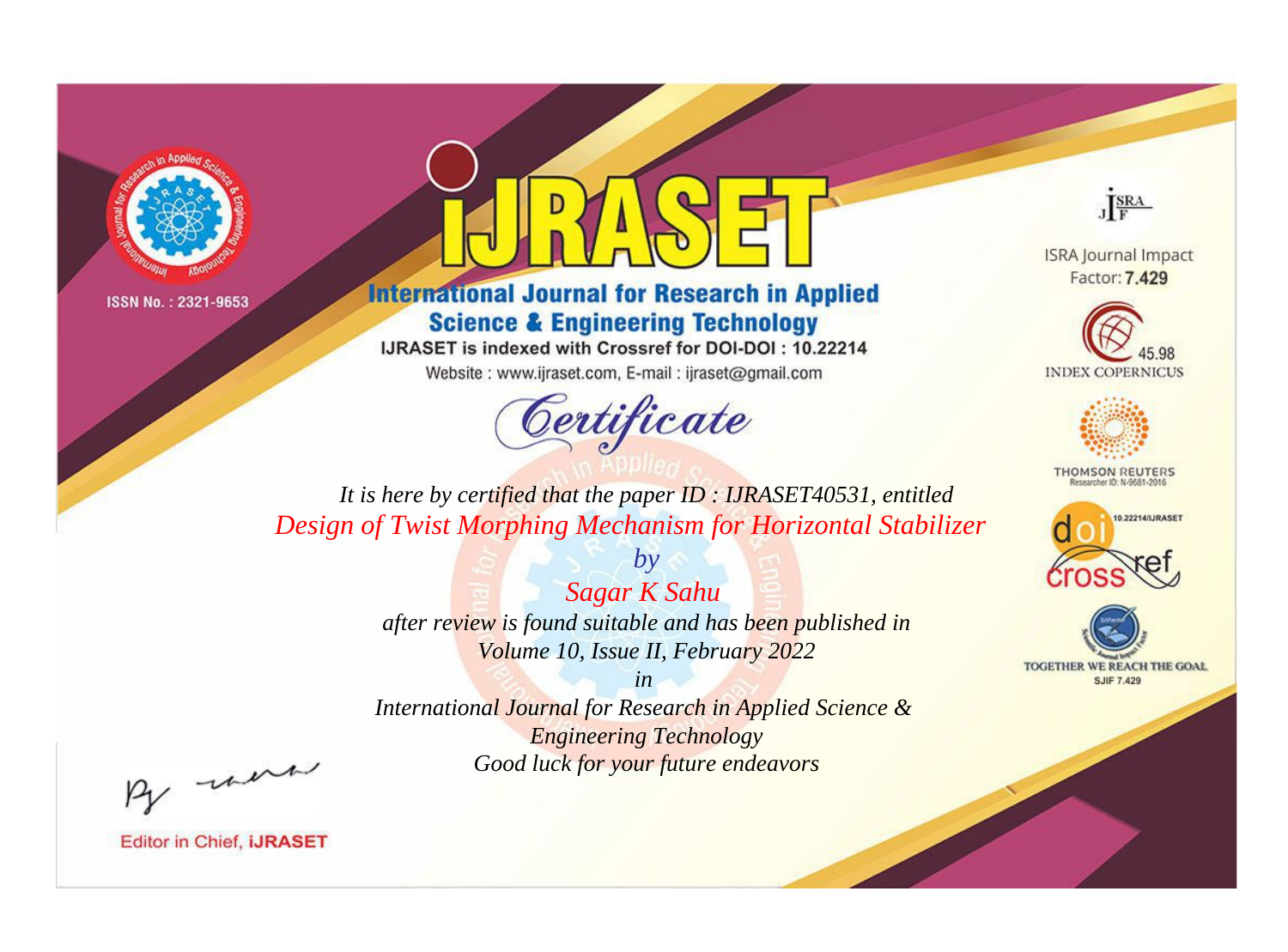ISSN No. : 2321-9653

# IJRASET

## International Journal for Research in Applied Science & Engineering Technology

IJRASET is indexed with Crossref for DOI-DOI : 10.22214

Website : www.ijraset.com, E-mail : ijraset@gmail.com

ISRA Journal Impact Factor: **7.429**

45.98 INDEX COPERNICUS

THOMSON REUTERS Researcher ID: N-9681-2016

10.22214/IJRASET

TOGETHER WE REACH THE GOAL SJIF 7.429

# *Certificate*

*It is here by certified that the paper ID : IJRASET40531, entitled*

*Design of Twist Morphing Mechanism for Horizontal Stabilizer*

*by*

*Sagar K Sahu*

*after review is found suitable and has been published in*

*Volume 10, Issue II, February 2022*

*in*

*International Journal for Research in Applied Science & Engineering Technology*

*Good luck for your future endeavors*

Editor in Chief, **iJRASET**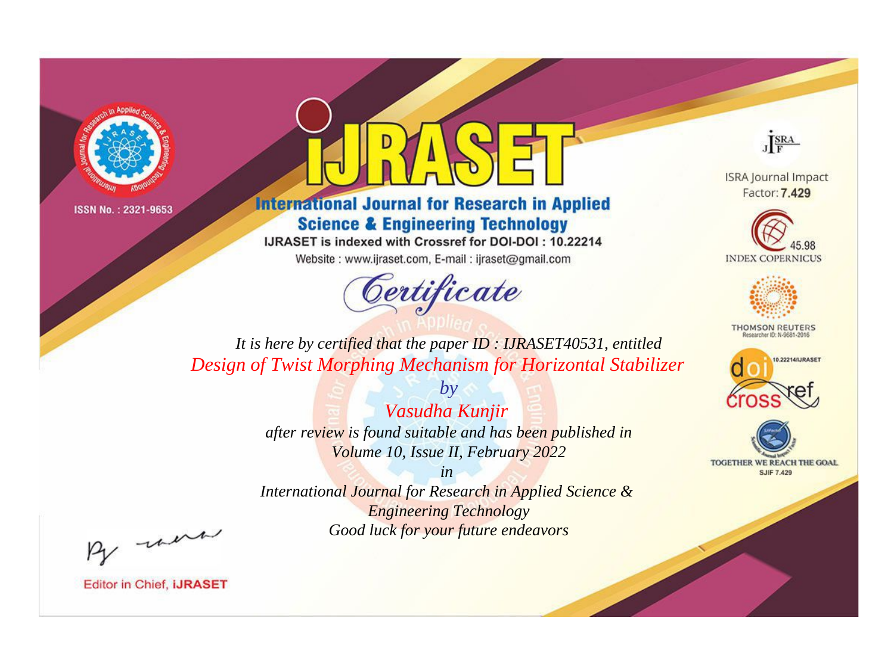ISSN No. : 2321-9653

# iJRASET

## International Journal for Research in Applied Science & Engineering Technology

IJRASET is indexed with Crossref for DOI-DOI : 10.22214

Website : www.ijraset.com, E-mail : ijraset@gmail.com

*Certificate*

*It is here by certified that the paper ID : IJRASET40531, entitled*

*Design of Twist Morphing Mechanism for Horizontal Stabilizer*

*by*

*Vasudha Kunjir*

*after review is found suitable and has been published in*

*Volume 10, Issue II, February 2022*

*in*

*International Journal for Research in Applied Science & Engineering Technology*

*Good luck for your future endeavors*

ISRA Journal Impact Factor: **7.429**

45.98 INDEX COPERNICUS

THOMSON REUTERS Researcher ID: N-9681-2016

10.22214/IJRASET

TOGETHER WE REACH THE GOAL SJIF 7.429

Editor in Chief, **iJRASET**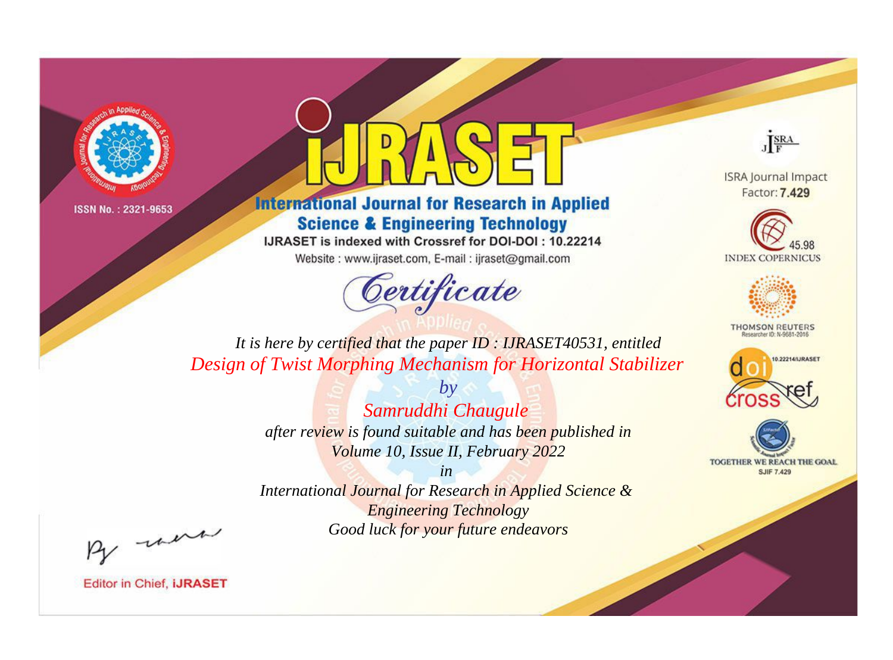ISSN No. : 2321-9653

# IJRASET

**International Journal for Research in Applied Science & Engineering Technology**

IJRASET is indexed with Crossref for DOI-DOI : 10.22214

Website : www.ijraset.com, E-mail : ijraset@gmail.com

*Certificate*

*It is here by certified that the paper ID : IJRASET40531, entitled*

*Design of Twist Morphing Mechanism for Horizontal Stabilizer*

*by*

*Samruddhi Chaugule*

*after review is found suitable and has been published in*

*Volume 10, Issue II, February 2022*

*in*

*International Journal for Research in Applied Science & Engineering Technology*

*Good luck for your future endeavors*

ISRA Journal Impact Factor: **7.429**

45.98 INDEX COPERNICUS

THOMSON REUTERS Researcher ID: N-9681-2016

10.22214/IJRASET

TOGETHER WE REACH THE GOAL SJIF 7.429

Editor in Chief, **iJRASET**